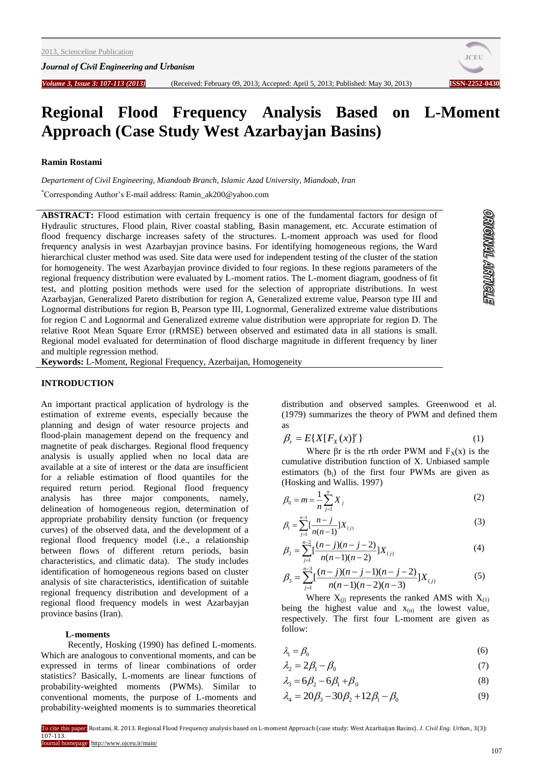# Regional Flood Frequency Analysis Based on L-Moment Approach (Case Study West Azarbayjan Basins)

**Ramin Rostami**

*Departement of Civil Engineering, Miandoab Branch, Islamic Azad University, Miandoab, Iran*

*Corresponding Author's E-mail address: Ramin_ak200@yahoo.com

**ABSTRACT:** Flood estimation with certain frequency is one of the fundamental factors for design of Hydraulic structures, Flood plain, River coastal stabling, Basin management, etc. Accurate estimation of flood frequency discharge increases safety of the structures. L-moment approach was used for flood frequency analysis in west Azarbayjan province basins. For identifying homogeneous regions, the Ward hierarchical cluster method was used. Site data were used for independent testing of the cluster of the station for homogeneity. The west Azarbayjan province divided to four regions. In these regions parameters of the regional frequency distribution were evaluated by L-moment ratios. The L-moment diagram, goodness of fit test, and plotting position methods were used for the selection of appropriate distributions. In west Azarbayjan, Generalized Pareto distribution for region A, Generalized extreme value, Pearson type III and Lognormal distributions for region B, Pearson type III, Lognormal, Generalized extreme value distributions for region C and Lognormal and Generalized extreme value distribution were appropriate for region D. The relative Root Mean Square Error (rRMSE) between observed and estimated data in all stations is small. Regional model evaluated for determination of flood discharge magnitude in different frequency by liner and multiple regression method.

**Keywords:** L-Moment, Regional Frequency, Azerbaijan, Homogeneity

## INTRODUCTION

An important practical application of hydrology is the estimation of extreme events, especially because the planning and design of water resource projects and flood-plain management depend on the frequency and magnetite of peak discharges. Regional flood frequency analysis is usually applied when no local data are available at a site of interest or the data are insufficient for a reliable estimation of flood quantiles for the required return period. Regional flood frequency analysis has three major components, namely, delineation of homogeneous region, determination of appropriate probability density function (or frequency curves) of the observed data, and the development of a regional flood frequency model (i.e., a relationship between flows of different return periods, basin characteristics, and climatic data). The study includes identification of homogeneous regions based on cluster analysis of site characteristics, identification of suitable regional frequency distribution and development of a regional flood frequency models in west Azarbayjan province basins (Iran).

### L-moments

Recently, Hosking (1990) has defined L-moments. Which are analogous to conventional moments, and can be expressed in terms of linear combinations of order statistics? Basically, L-moments are linear functions of probability-weighted moments (PWMs). Similar to conventional moments, the purpose of L-moments and probability-weighted moments is to summaries theoretical distribution and observed samples. Greenwood et al. (1979) summarizes the theory of PWM and defined them as

$$\beta_r = E\{X[F_X(x)]^r\} \tag{1}$$

Where βr is the rth order PWM and $F_X(x)$ is the cumulative distribution function of X. Unbiased sample estimators ($b_i$) of the first four PWMs are given as (Hosking and Wallis. 1997)

$$\beta_0 = m = \frac{1}{n}\sum_{j=1}^{n} X_j \tag{2}$$

$$\beta_1 = \sum_{j=1}^{n-1}\left[\frac{n-j}{n(n-1)}\right]X_{(j)} \tag{3}$$

$$\beta_2 = \sum_{j=1}^{n-2}\left[\frac{(n-j)(n-j-2)}{n(n-1)(n-2)}\right]X_{(j)} \tag{4}$$

$$\beta_3 = \sum_{j=1}^{n-3}\left[\frac{(n-j)(n-j-1)(n-j-2)}{n(n-1)(n-2)(n-3)}\right]X_{(j)} \tag{5}$$

Where $X_{(j)}$ represents the ranked AMS with $X_{(1)}$ being the highest value and $x_{(n)}$ the lowest value, respectively. The first four L-moment are given as follow:

$$\lambda_1 = \beta_0 \tag{6}$$

$$\lambda_2 = 2\beta_1 - \beta_0 \tag{7}$$

$$\lambda_3 = 6\beta_2 - 6\beta_1 + \beta_0 \tag{8}$$

$$\lambda_4 = 20\beta_3 - 30\beta_2 + 12\beta_1 - \beta_0 \tag{9}$$

To cite this paper: Rostami, R. 2013. Regional Flood Frequency analysis based on L-moment Approach (case study: West Azarbaijan Basins). *J. Civil Eng. Urban.,* 3(3): 107-113.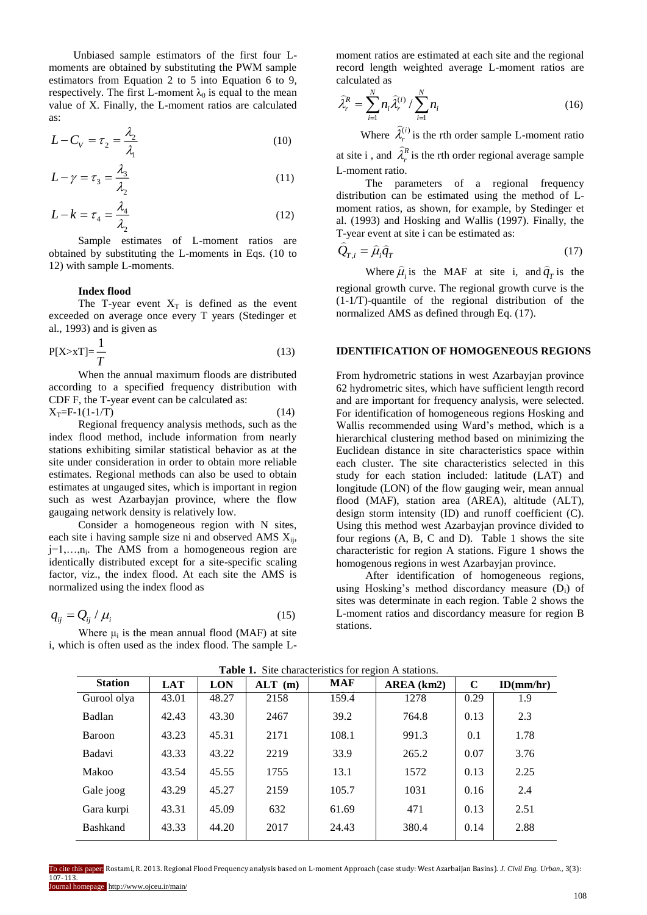Unbiased sample estimators of the first four L-moments are obtained by substituting the PWM sample estimators from Equation 2 to 5 into Equation 6 to 9, respectively. The first L-moment $\lambda_0$ is equal to the mean value of X. Finally, the L-moment ratios are calculated as:

$$L-C_V = \tau_2 = \frac{\lambda_2}{\lambda_1} \tag{10}$$

$$L-\gamma = \tau_3 = \frac{\lambda_3}{\lambda_2} \tag{11}$$

$$L-k = \tau_4 = \frac{\lambda_4}{\lambda_2} \tag{12}$$

Sample estimates of L-moment ratios are obtained by substituting the L-moments in Eqs. (10 to 12) with sample L-moments.

### Index flood

The T-year event $X_T$ is defined as the event exceeded on average once every T years (Stedinger et al., 1993) and is given as

$$P[X > xT] = \frac{1}{T} \tag{13}$$

When the annual maximum floods are distributed according to a specified frequency distribution with CDF F, the T-year event can be calculated as:

$$X_T = F\text{-}1(1-1/T) \tag{14}$$

Regional frequency analysis methods, such as the index flood method, include information from nearly stations exhibiting similar statistical behavior as at the site under consideration in order to obtain more reliable estimates. Regional methods can also be used to obtain estimates at ungauged sites, which is important in region such as west Azarbayjan province, where the flow gaugaing network density is relatively low.

Consider a homogeneous region with N sites, each site i having sample size ni and observed AMS $X_{ij}$, j=1,…,$n_i$. The AMS from a homogeneous region are identically distributed except for a site-specific scaling factor, viz., the index flood. At each site the AMS is normalized using the index flood as

$$q_{ij} = Q_{ij} / \mu_i \tag{15}$$

Where $\mu_i$ is the mean annual flood (MAF) at site i, which is often used as the index flood. The sample L-moment ratios are estimated at each site and the regional record length weighted average L-moment ratios are calculated as

$$\hat{\lambda}_r^R = \sum_{i=1}^{N} n_i \hat{\lambda}_r^{(i)} / \sum_{i=1}^{N} n_i \tag{16}$$

Where $\hat{\lambda}_r^{(i)}$ is the rth order sample L-moment ratio at site i , and $\hat{\lambda}_r^R$ is the rth order regional average sample L-moment ratio.

The parameters of a regional frequency distribution can be estimated using the method of L-moment ratios, as shown, for example, by Stedinger et al. (1993) and Hosking and Wallis (1997). Finally, the T-year event at site i can be estimated as:

$$\hat{Q}_{T,i} = \hat{\mu}_i \hat{q}_T \tag{17}$$

Where $\hat{\mu}_i$ is the MAF at site i, and $\hat{q}_T$ is the regional growth curve. The regional growth curve is the (1-1/T)-quantile of the regional distribution of the normalized AMS as defined through Eq. (17).

## IDENTIFICATION OF HOMOGENEOUS REGIONS

From hydrometric stations in west Azarbayjan province 62 hydrometric sites, which have sufficient length record and are important for frequency analysis, were selected. For identification of homogeneous regions Hosking and Wallis recommended using Ward's method, which is a hierarchical clustering method based on minimizing the Euclidean distance in site characteristics space within each cluster. The site characteristics selected in this study for each station included: latitude (LAT) and longitude (LON) of the flow gauging weir, mean annual flood (MAF), station area (AREA), altitude (ALT), design storm intensity (ID) and runoff coefficient (C). Using this method west Azarbayjan province divided to four regions (A, B, C and D). Table 1 shows the site characteristic for region A stations. Figure 1 shows the homogenous regions in west Azarbayjan province.

After identification of homogeneous regions, using Hosking's method discordancy measure ($D_i$) of sites was determinate in each region. Table 2 shows the L-moment ratios and discordancy measure for region B stations.

**Table 1.** Site characteristics for region A stations.

| Station | LAT | LON | ALT (m) | MAF | AREA (km2) | C | ID(mm/hr) |
|---|---|---|---|---|---|---|---|
| Gurool olya | 43.01 | 48.27 | 2158 | 159.4 | 1278 | 0.29 | 1.9 |
| Badlan | 42.43 | 43.30 | 2467 | 39.2 | 764.8 | 0.13 | 2.3 |
| Baroon | 43.23 | 45.31 | 2171 | 108.1 | 991.3 | 0.1 | 1.78 |
| Badavi | 43.33 | 43.22 | 2219 | 33.9 | 265.2 | 0.07 | 3.76 |
| Makoo | 43.54 | 45.55 | 1755 | 13.1 | 1572 | 0.13 | 2.25 |
| Gale joog | 43.29 | 45.27 | 2159 | 105.7 | 1031 | 0.16 | 2.4 |
| Gara kurpi | 43.31 | 45.09 | 632 | 61.69 | 471 | 0.13 | 2.51 |
| Bashkand | 43.33 | 44.20 | 2017 | 24.43 | 380.4 | 0.14 | 2.88 |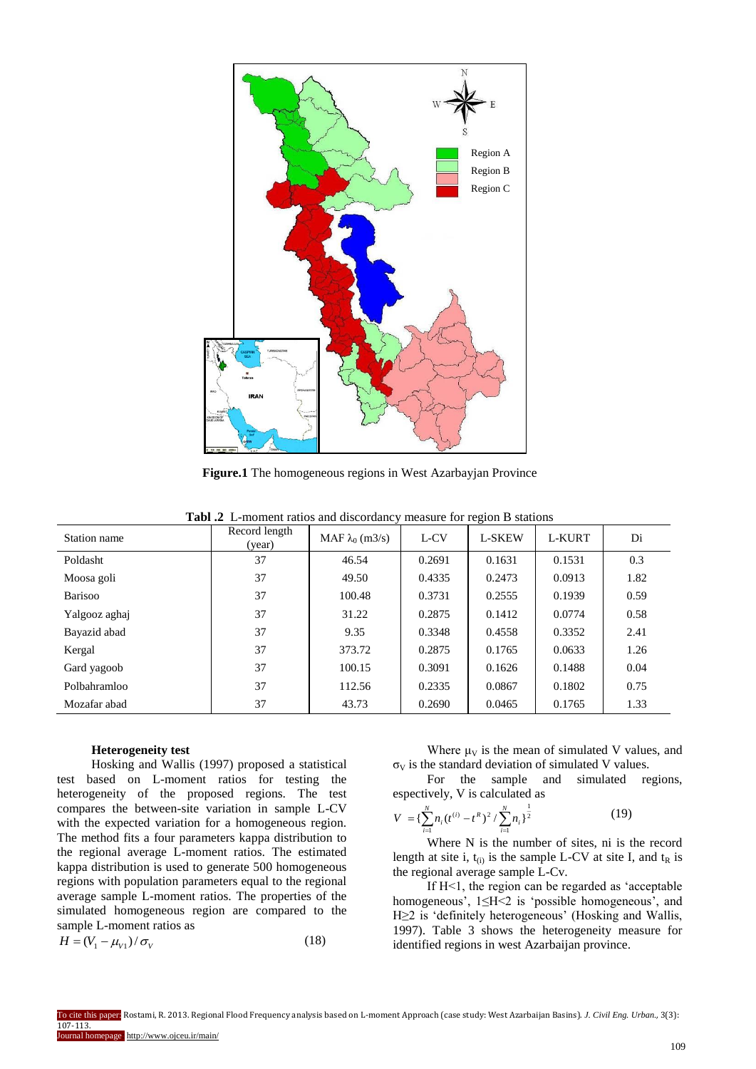**Figure.1** The homogeneous regions in West Azarbayjan Province

**Tabl .2** L-moment ratios and discordancy measure for region B stations

| Station name | Record length (year) | MAF $\lambda_0$ (m3/s) | L-CV | L-SKEW | L-KURT | Di |
|---|---|---|---|---|---|---|
| Poldasht | 37 | 46.54 | 0.2691 | 0.1631 | 0.1531 | 0.3 |
| Moosa goli | 37 | 49.50 | 0.4335 | 0.2473 | 0.0913 | 1.82 |
| Barisoo | 37 | 100.48 | 0.3731 | 0.2555 | 0.1939 | 0.59 |
| Yalgooz aghaj | 37 | 31.22 | 0.2875 | 0.1412 | 0.0774 | 0.58 |
| Bayazid abad | 37 | 9.35 | 0.3348 | 0.4558 | 0.3352 | 2.41 |
| Kergal | 37 | 373.72 | 0.2875 | 0.1765 | 0.0633 | 1.26 |
| Gard yagoob | 37 | 100.15 | 0.3091 | 0.1626 | 0.1488 | 0.04 |
| Polbahramloo | 37 | 112.56 | 0.2335 | 0.0867 | 0.1802 | 0.75 |
| Mozafar abad | 37 | 43.73 | 0.2690 | 0.0465 | 0.1765 | 1.33 |

**Heterogeneity test**

Hosking and Wallis (1997) proposed a statistical test based on L-moment ratios for testing the heterogeneity of the proposed regions. The test compares the between-site variation in sample L-CV with the expected variation for a homogeneous region. The method fits a four parameters kappa distribution to the regional average L-moment ratios. The estimated kappa distribution is used to generate 500 homogeneous regions with population parameters equal to the regional average sample L-moment ratios. The properties of the simulated homogeneous region are compared to the sample L-moment ratios as

$$H = (V_1 - \mu_{V1}) / \sigma_V \tag{18}$$

Where $\mu_V$ is the mean of simulated V values, and $\sigma_V$ is the standard deviation of simulated V values.

For the sample and simulated regions, espectively, V is calculated as

$$V = \{\sum_{i=1}^{N} n_i (t^{(i)} - t^R)^2 / \sum_{i=1}^{N} n_i \}^{\frac{1}{2}} \tag{19}$$

Where N is the number of sites, ni is the record length at site i, $t_{(i)}$ is the sample L-CV at site I, and $t_R$ is the regional average sample L-Cv.

If H<1, the region can be regarded as 'acceptable homogeneous', 1≤H<2 is 'possible homogeneous', and H≥2 is 'definitely heterogeneous' (Hosking and Wallis, 1997). Table 3 shows the heterogeneity measure for identified regions in west Azarbaijan province.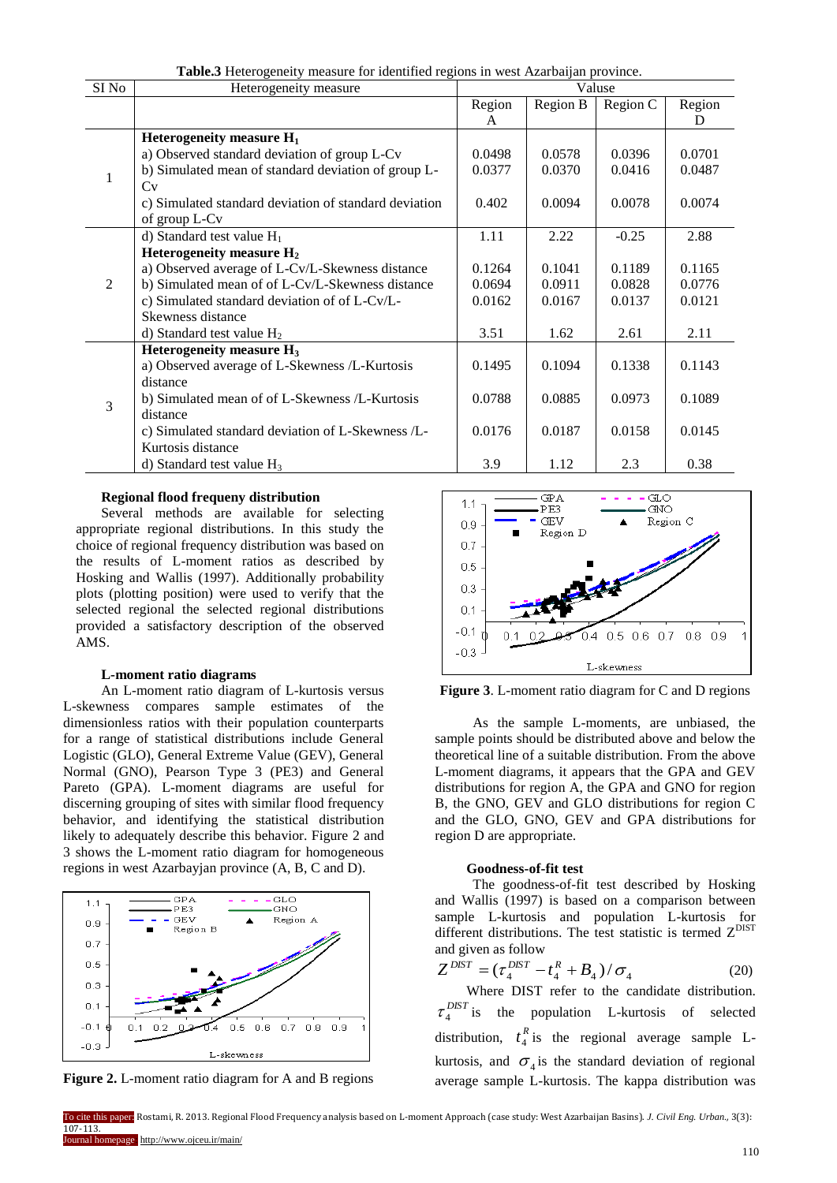**Table.3** Heterogeneity measure for identified regions in west Azarbaijan province.

| SI No | Heterogeneity measure | Value | | | |
|---|---|---|---|---|---|
| | | Region A | Region B | Region C | Region D |
| 1 | **Heterogeneity measure $H_1$** | | | | |
| | a) Observed standard deviation of group L-Cv | 0.0498 | 0.0578 | 0.0396 | 0.0701 |
| | b) Simulated mean of standard deviation of group L-Cv | 0.0377 | 0.0370 | 0.0416 | 0.0487 |
| | c) Simulated standard deviation of standard deviation of group L-Cv | 0.402 | 0.0094 | 0.0078 | 0.0074 |
| | d) Standard test value $H_1$ | 1.11 | 2.22 | -0.25 | 2.88 |
| 2 | **Heterogeneity measure $H_2$** | | | | |
| | a) Observed average of L-Cv/L-Skewness distance | 0.1264 | 0.1041 | 0.1189 | 0.1165 |
| | b) Simulated mean of of L-Cv/L-Skewness distance | 0.0694 | 0.0911 | 0.0828 | 0.0776 |
| | c) Simulated standard deviation of of L-Cv/L-Skewness distance | 0.0162 | 0.0167 | 0.0137 | 0.0121 |
| | d) Standard test value $H_2$ | 3.51 | 1.62 | 2.61 | 2.11 |
| 3 | **Heterogeneity measure $H_3$** | | | | |
| | a) Observed average of L-Skewness /L-Kurtosis distance | 0.1495 | 0.1094 | 0.1338 | 0.1143 |
| | b) Simulated mean of L-Skewness /L-Kurtosis distance | 0.0788 | 0.0885 | 0.0973 | 0.1089 |
| | c) Simulated standard deviation of L-Skewness /L-Kurtosis distance | 0.0176 | 0.0187 | 0.0158 | 0.0145 |
| | d) Standard test value $H_3$ | 3.9 | 1.12 | 2.3 | 0.38 |

### Regional flood frequeny distribution

Several methods are available for selecting appropriate regional distributions. In this study the choice of regional frequency distribution was based on the results of L-moment ratios as described by Hosking and Wallis (1997). Additionally probability plots (plotting position) were used to verify that the selected regional the selected regional distributions provided a satisfactory description of the observed AMS.

### L-moment ratio diagrams

An L-moment ratio diagram of L-kurtosis versus L-skewness compares sample estimates of the dimensionless ratios with their population counterparts for a range of statistical distributions include General Logistic (GLO), General Extreme Value (GEV), General Normal (GNO), Pearson Type 3 (PE3) and General Pareto (GPA). L-moment diagrams are useful for discerning grouping of sites with similar flood frequency behavior, and identifying the statistical distribution likely to adequately describe this behavior. Figure 2 and 3 shows the L-moment ratio diagram for homogeneous regions in west Azarbayjan province (A, B, C and D).

**Figure 2.** L-moment ratio diagram for A and B regions

**Figure 3**. L-moment ratio diagram for C and D regions

As the sample L-moments, are unbiased, the sample points should be distributed above and below the theoretical line of a suitable distribution. From the above L-moment diagrams, it appears that the GPA and GEV distributions for region A, the GPA and GNO for region B, the GNO, GEV and GLO distributions for region C and the GLO, GNO, GEV and GPA distributions for region D are appropriate.

### Goodness-of-fit test

The goodness-of-fit test described by Hosking and Wallis (1997) is based on a comparison between sample L-kurtosis and population L-kurtosis for different distributions. The test statistic is termed $Z^{DIST}$ and given as follow

$$Z^{DIST} = (\tau_4^{DIST} - t_4^R + B_4)/\sigma_4 \tag{20}$$

Where DIST refer to the candidate distribution. $\tau_4^{DIST}$ is the population L-kurtosis of selected distribution, $t_4^R$ is the regional average sample L-kurtosis, and $\sigma_4$ is the standard deviation of regional average sample L-kurtosis. The kappa distribution was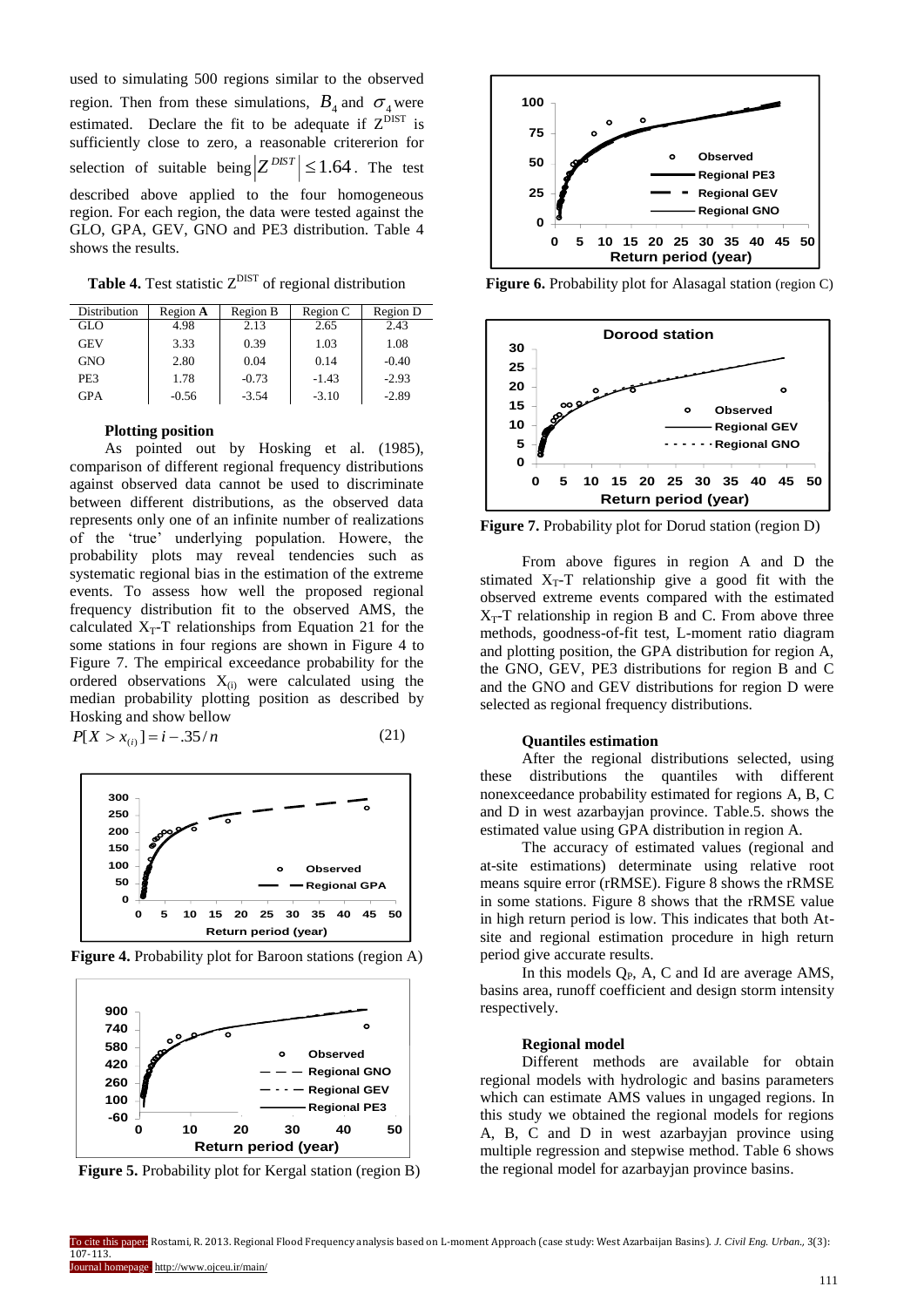used to simulating 500 regions similar to the observed region. Then from these simulations, $B_4$ and $\sigma_4$ were estimated. Declare the fit to be adequate if $Z^{DIST}$ is sufficiently close to zero, a reasonable critererion for selection of suitable being $|Z^{DIST}| \leq 1.64$. The test described above applied to the four homogeneous region. For each region, the data were tested against the GLO, GPA, GEV, GNO and PE3 distribution. Table 4 shows the results.

**Table 4.** Test statistic $Z^{DIST}$ of regional distribution

| Distribution | Region **A** | Region B | Region C | Region D |
|---|---|---|---|---|
| GLO | 4.98 | 2.13 | 2.65 | 2.43 |
| GEV | 3.33 | 0.39 | 1.03 | 1.08 |
| GNO | 2.80 | 0.04 | 0.14 | -0.40 |
| PE3 | 1.78 | -0.73 | -1.43 | -2.93 |
| GPA | -0.56 | -3.54 | -3.10 | -2.89 |

#### Plotting position

As pointed out by Hosking et al. (1985), comparison of different regional frequency distributions against observed data cannot be used to discriminate between different distributions, as the observed data represents only one of an infinite number of realizations of the 'true' underlying population. Howere, the probability plots may reveal tendencies such as systematic regional bias in the estimation of the extreme events. To assess how well the proposed regional frequency distribution fit to the observed AMS, the calculated $X_T$-T relationships from Equation 21 for the some stations in four regions are shown in Figure 4 to Figure 7. The empirical exceedance probability for the ordered observations $X_{(i)}$ were calculated using the median probability plotting position as described by Hosking and show bellow

$$P[X > x_{(i)}] = i - .35/n \tag{21}$$

**Figure 4.** Probability plot for Baroon stations (region A)

**Figure 5.** Probability plot for Kergal station (region B)

**Figure 6.** Probability plot for Alasagal station (region C)

**Figure 7.** Probability plot for Dorud station (region D)

From above figures in region A and D the stimated $X_T$-T relationship give a good fit with the observed extreme events compared with the estimated $X_T$-T relationship in region B and C. From above three methods, goodness-of-fit test, L-moment ratio diagram and plotting position, the GPA distribution for region A, the GNO, GEV, PE3 distributions for region B and C and the GNO and GEV distributions for region D were selected as regional frequency distributions.

#### Quantiles estimation

After the regional distributions selected, using these distributions the quantiles with different nonexceedance probability estimated for regions A, B, C and D in west azarbayjan province. Table.5. shows the estimated value using GPA distribution in region A.

The accuracy of estimated values (regional and at-site estimations) determinate using relative root means squire error (rRMSE). Figure 8 shows the rRMSE in some stations. Figure 8 shows that the rRMSE value in high return period is low. This indicates that both At-site and regional estimation procedure in high return period give accurate results.

In this models $Q_P$, A, C and Id are average AMS, basins area, runoff coefficient and design storm intensity respectively.

#### Regional model

Different methods are available for obtain regional models with hydrologic and basins parameters which can estimate AMS values in ungaged regions. In this study we obtained the regional models for regions A, B, C and D in west azarbayjan province using multiple regression and stepwise method. Table 6 shows the regional model for azarbayjan province basins.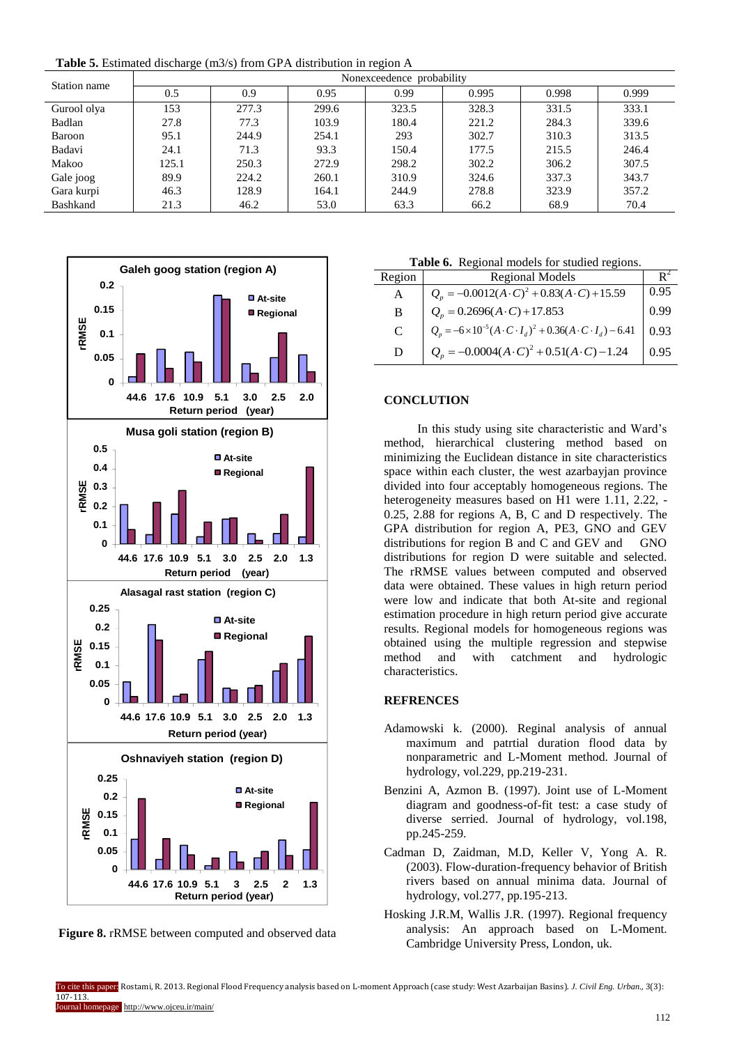**Table 5.** Estimated discharge (m3/s) from GPA distribution in region A

| Station name | Nonexceedence probability | | | | | | |
|---|---|---|---|---|---|---|---|
| | 0.5 | 0.9 | 0.95 | 0.99 | 0.995 | 0.998 | 0.999 |
| Gurool olya | 153 | 277.3 | 299.6 | 323.5 | 328.3 | 331.5 | 333.1 |
| Badlan | 27.8 | 77.3 | 103.9 | 180.4 | 221.2 | 284.3 | 339.6 |
| Baroon | 95.1 | 244.9 | 254.1 | 293 | 302.7 | 310.3 | 313.5 |
| Badavi | 24.1 | 71.3 | 93.3 | 150.4 | 177.5 | 215.5 | 246.4 |
| Makoo | 125.1 | 250.3 | 272.9 | 298.2 | 302.2 | 306.2 | 307.5 |
| Gale joog | 89.9 | 224.2 | 260.1 | 310.9 | 324.6 | 337.3 | 343.7 |
| Gara kurpi | 46.3 | 128.9 | 164.1 | 244.9 | 278.8 | 323.9 | 357.2 |
| Bashkand | 21.3 | 46.2 | 53.0 | 63.3 | 66.2 | 68.9 | 70.4 |

**Figure 8.** rRMSE between computed and observed data

**Table 6.** Regional models for studied regions.

| Region | Regional Models | $R^2$ |
|---|---|---|
| A | $Q_p = -0.0012(A \cdot C)^2 + 0.83(A \cdot C) + 15.59$ | 0.95 |
| B | $Q_p = 0.2696(A \cdot C) + 17.853$ | 0.99 |
| C | $Q_p = -6 \times 10^{-5}(A \cdot C \cdot I_d)^2 + 0.36(A \cdot C \cdot I_d) - 6.41$ | 0.93 |
| D | $Q_p = -0.0004(A \cdot C)^2 + 0.51(A \cdot C) - 1.24$ | 0.95 |

## CONCLUTION

In this study using site characteristic and Ward's method, hierarchical clustering method based on minimizing the Euclidean distance in site characteristics space within each cluster, the west azarbayjan province divided into four acceptably homogeneous regions. The heterogeneity measures based on H1 were 1.11, 2.22, -0.25, 2.88 for regions A, B, C and D respectively. The GPA distribution for region A, PE3, GNO and GEV distributions for region B and C and GEV and GNO distributions for region D were suitable and selected. The rRMSE values between computed and observed data were obtained. These values in high return period were low and indicate that both At-site and regional estimation procedure in high return period give accurate results. Regional models for homogeneous regions was obtained using the multiple regression and stepwise method and with catchment and hydrologic characteristics.

## REFRENCES

Adamowski k. (2000). Reginal analysis of annual maximum and patrtial duration flood data by nonparametric and L-Moment method. Journal of hydrology, vol.229, pp.219-231.

Benzini A, Azmon B. (1997). Joint use of L-Moment diagram and goodness-of-fit test: a case study of diverse serried. Journal of hydrology, vol.198, pp.245-259.

Cadman D, Zaidman, M.D, Keller V, Yong A. R. (2003). Flow-duration-frequency behavior of British rivers based on annual minima data. Journal of hydrology, vol.277, pp.195-213.

Hosking J.R.M, Wallis J.R. (1997). Regional frequency analysis: An approach based on L-Moment. Cambridge University Press, London, uk.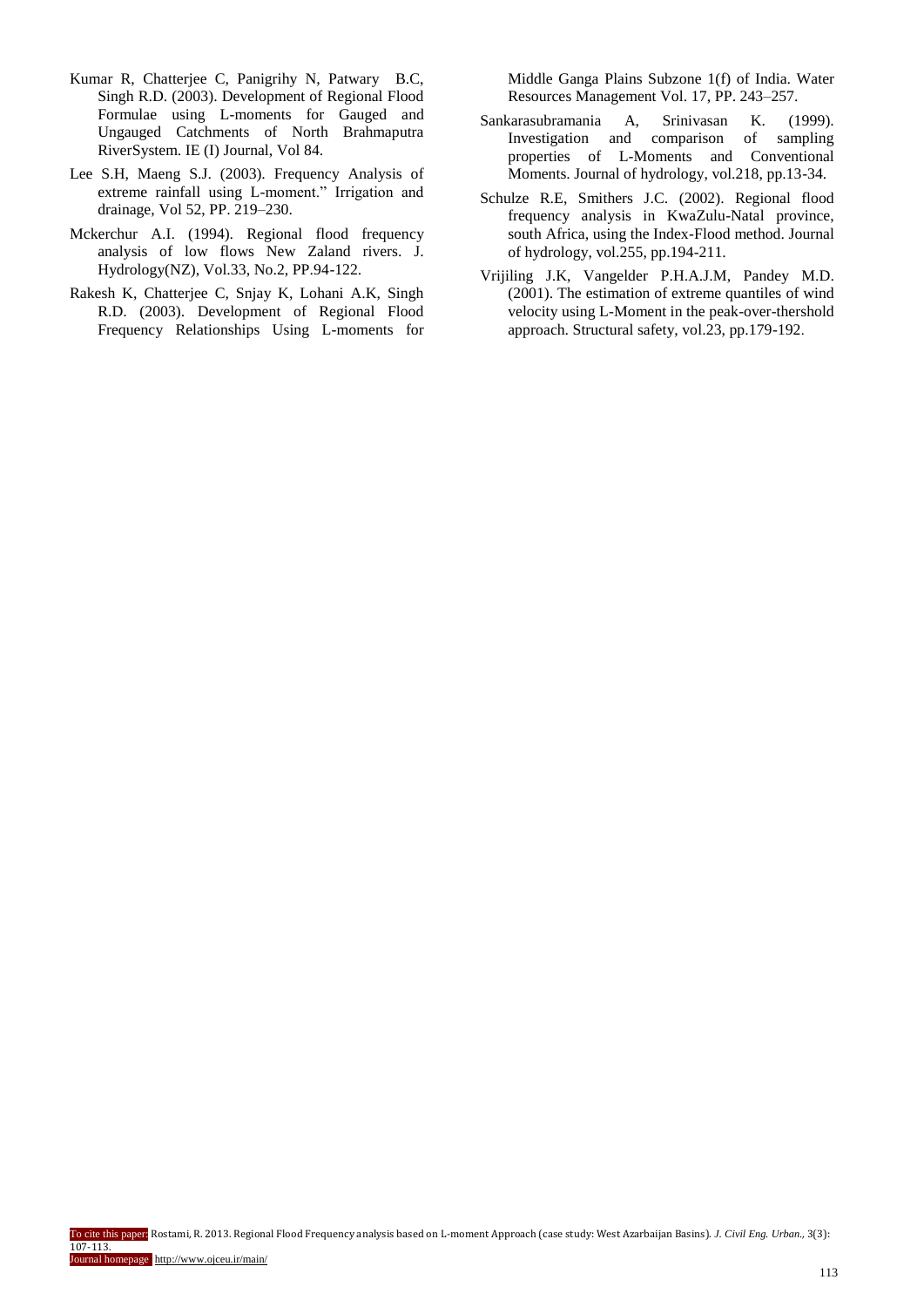Kumar R, Chatterjee C, Panigrihy N, Patwary B.C, Singh R.D. (2003). Development of Regional Flood Formulae using L-moments for Gauged and Ungauged Catchments of North Brahmaputra RiverSystem. IE (I) Journal, Vol 84.

Lee S.H, Maeng S.J. (2003). Frequency Analysis of extreme rainfall using L-moment." Irrigation and drainage, Vol 52, PP. 219–230.

Mckerchur A.I. (1994). Regional flood frequency analysis of low flows New Zaland rivers. J. Hydrology(NZ), Vol.33, No.2, PP.94-122.

Rakesh K, Chatterjee C, Snjay K, Lohani A.K, Singh R.D. (2003). Development of Regional Flood Frequency Relationships Using L-moments for Middle Ganga Plains Subzone 1(f) of India. Water Resources Management Vol. 17, PP. 243–257.

Sankarasubramania A, Srinivasan K. (1999). Investigation and comparison of sampling properties of L-Moments and Conventional Moments. Journal of hydrology, vol.218, pp.13-34.

Schulze R.E, Smithers J.C. (2002). Regional flood frequency analysis in KwaZulu-Natal province, south Africa, using the Index-Flood method. Journal of hydrology, vol.255, pp.194-211.

Vrijiling J.K, Vangelder P.H.A.J.M, Pandey M.D. (2001). The estimation of extreme quantiles of wind velocity using L-Moment in the peak-over-thershold approach. Structural safety, vol.23, pp.179-192.